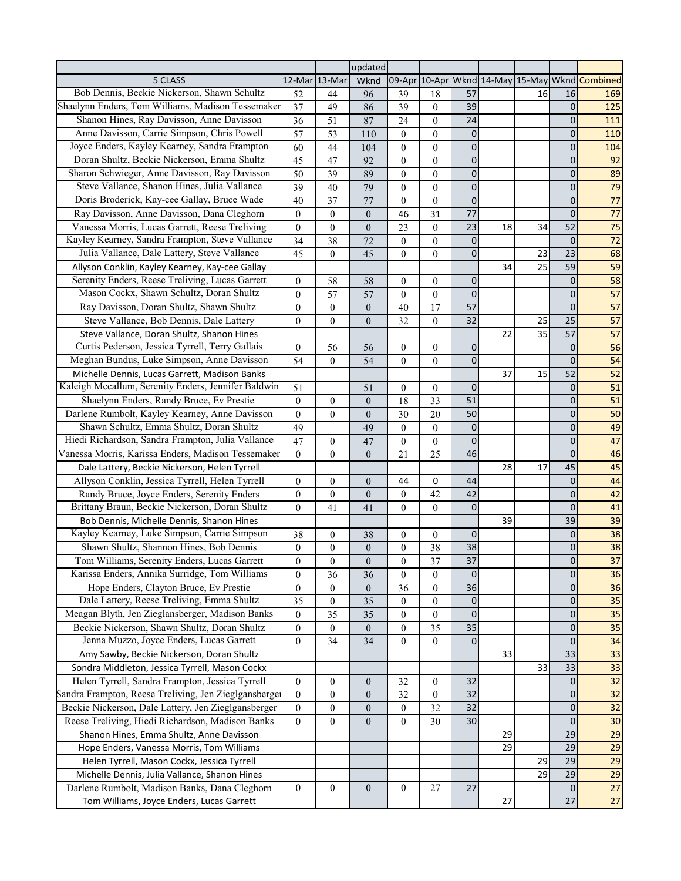| | | | updated | | | | | | | |
|---|---|---|---|---|---|---|---|---|---|---|
| 5 CLASS | 12-Mar | 13-Mar | Wknd | 09-Apr | 10-Apr | Wknd | 14-May | 15-May | Wknd | Combined |
| Bob Dennis, Beckie Nickerson, Shawn Schultz | 52 | 44 | 96 | 39 | 18 | 57 | | 16 | 16 | 169 |
| Shaelynn Enders, Tom Williams, Madison Tessemaker | 37 | 49 | 86 | 39 | 0 | 39 | | | 0 | 125 |
| Shanon Hines, Ray Davisson, Anne Davisson | 36 | 51 | 87 | 24 | 0 | 24 | | | 0 | 111 |
| Anne Davisson, Carrie Simpson, Chris Powell | 57 | 53 | 110 | 0 | 0 | 0 | | | 0 | 110 |
| Joyce Enders, Kayley Kearney, Sandra Frampton | 60 | 44 | 104 | 0 | 0 | 0 | | | 0 | 104 |
| Doran Shultz, Beckie Nickerson, Emma Shultz | 45 | 47 | 92 | 0 | 0 | 0 | | | 0 | 92 |
| Sharon Schwieger, Anne Davisson, Ray Davisson | 50 | 39 | 89 | 0 | 0 | 0 | | | 0 | 89 |
| Steve Vallance, Shanon Hines, Julia Vallance | 39 | 40 | 79 | 0 | 0 | 0 | | | 0 | 79 |
| Doris Broderick, Kay-cee Gallay, Bruce Wade | 40 | 37 | 77 | 0 | 0 | 0 | | | 0 | 77 |
| Ray Davisson, Anne Davisson, Dana Cleghorn | 0 | 0 | 0 | 46 | 31 | 77 | | | 0 | 77 |
| Vanessa Morris, Lucas Garrett, Reese Treliving | 0 | 0 | 0 | 23 | 0 | 23 | 18 | 34 | 52 | 75 |
| Kayley Kearney, Sandra Frampton, Steve Vallance | 34 | 38 | 72 | 0 | 0 | 0 | | | 0 | 72 |
| Julia Vallance, Dale Lattery, Steve Vallance | 45 | 0 | 45 | 0 | 0 | 0 | | 23 | 23 | 68 |
| Allyson Conklin, Kayley Kearney, Kay-cee Gallay | | | | | | | 34 | 25 | 59 | 59 |
| Serenity Enders, Reese Treliving, Lucas Garrett | 0 | 58 | 58 | 0 | 0 | 0 | | | 0 | 58 |
| Mason Cockx, Shawn Schultz, Doran Shultz | 0 | 57 | 57 | 0 | 0 | 0 | | | 0 | 57 |
| Ray Davisson, Doran Shultz, Shawn Shultz | 0 | 0 | 0 | 40 | 17 | 57 | | | 0 | 57 |
| Steve Vallance, Bob Dennis, Dale Lattery | 0 | 0 | 0 | 32 | 0 | 32 | | 25 | 25 | 57 |
| Steve Vallance, Doran Shultz, Shanon Hines | | | | | | | 22 | 35 | 57 | 57 |
| Curtis Pederson, Jessica Tyrrell, Terry Gallais | 0 | 56 | 56 | 0 | 0 | 0 | | | 0 | 56 |
| Meghan Bundus, Luke Simpson, Anne Davisson | 54 | 0 | 54 | 0 | 0 | 0 | | | 0 | 54 |
| Michelle Dennis, Lucas Garrett, Madison Banks | | | | | | | 37 | 15 | 52 | 52 |
| Kaleigh Mccallum, Serenity Enders, Jennifer Baldwin | 51 | | 51 | 0 | 0 | 0 | | | 0 | 51 |
| Shaelynn Enders, Randy Bruce, Ev Prestie | 0 | 0 | 0 | 18 | 33 | 51 | | | 0 | 51 |
| Darlene Rumbolt, Kayley Kearney, Anne Davisson | 0 | 0 | 0 | 30 | 20 | 50 | | | 0 | 50 |
| Shawn Schultz, Emma Shultz, Doran Shultz | 49 | | 49 | 0 | 0 | 0 | | | 0 | 49 |
| Hiedi Richardson, Sandra Frampton, Julia Vallance | 47 | 0 | 47 | 0 | 0 | 0 | | | 0 | 47 |
| Vanessa Morris, Karissa Enders, Madison Tessemaker | 0 | 0 | 0 | 21 | 25 | 46 | | | 0 | 46 |
| Dale Lattery, Beckie Nickerson, Helen Tyrrell | | | | | | | 28 | 17 | 45 | 45 |
| Allyson Conklin, Jessica Tyrrell, Helen Tyrrell | 0 | 0 | 0 | 44 | 0 | 44 | | | 0 | 44 |
| Randy Bruce, Joyce Enders, Serenity Enders | 0 | 0 | 0 | 0 | 42 | 42 | | | 0 | 42 |
| Brittany Braun, Beckie Nickerson, Doran Shultz | 0 | 41 | 41 | 0 | 0 | 0 | | | 0 | 41 |
| Bob Dennis, Michelle Dennis, Shanon Hines | | | | | | | 39 | | 39 | 39 |
| Kayley Kearney, Luke Simpson, Carrie Simpson | 38 | 0 | 38 | 0 | 0 | 0 | | | 0 | 38 |
| Shawn Shultz, Shannon Hines, Bob Dennis | 0 | 0 | 0 | 0 | 38 | 38 | | | 0 | 38 |
| Tom Williams, Serenity Enders, Lucas Garrett | 0 | 0 | 0 | 0 | 37 | 37 | | | 0 | 37 |
| Karissa Enders, Annika Surridge, Tom Williams | 0 | 36 | 36 | 0 | 0 | 0 | | | 0 | 36 |
| Hope Enders, Clayton Bruce, Ev Prestie | 0 | 0 | 0 | 36 | 0 | 36 | | | 0 | 36 |
| Dale Lattery, Reese Treliving, Emma Shultz | 35 | 0 | 35 | 0 | 0 | 0 | | | 0 | 35 |
| Meagan Blyth, Jen Zieglansberger, Madison Banks | 0 | 35 | 35 | 0 | 0 | 0 | | | 0 | 35 |
| Beckie Nickerson, Shawn Shultz, Doran Shultz | 0 | 0 | 0 | 0 | 35 | 35 | | | 0 | 35 |
| Jenna Muzzo, Joyce Enders, Lucas Garrett | 0 | 34 | 34 | 0 | 0 | 0 | | | 0 | 34 |
| Amy Sawby, Beckie Nickerson, Doran Shultz | | | | | | | 33 | | 33 | 33 |
| Sondra Middleton, Jessica Tyrrell, Mason Cockx | | | | | | | | 33 | 33 | 33 |
| Helen Tyrrell, Sandra Frampton, Jessica Tyrrell | 0 | 0 | 0 | 32 | 0 | 32 | | | 0 | 32 |
| Sandra Frampton, Reese Treliving, Jen Zieglgansberger | 0 | 0 | 0 | 32 | 0 | 32 | | | 0 | 32 |
| Beckie Nickerson, Dale Lattery, Jen Zieglgansberger | 0 | 0 | 0 | 0 | 32 | 32 | | | 0 | 32 |
| Reese Treliving, Hiedi Richardson, Madison Banks | 0 | 0 | 0 | 0 | 30 | 30 | | | 0 | 30 |
| Shanon Hines, Emma Shultz, Anne Davisson | | | | | | | 29 | | 29 | 29 |
| Hope Enders, Vanessa Morris, Tom Williams | | | | | | | 29 | | 29 | 29 |
| Helen Tyrrell, Mason Cockx, Jessica Tyrrell | | | | | | | | 29 | 29 | 29 |
| Michelle Dennis, Julia Vallance, Shanon Hines | | | | | | | | 29 | 29 | 29 |
| Darlene Rumbolt, Madison Banks, Dana Cleghorn | 0 | 0 | 0 | 0 | 27 | 27 | | | 0 | 27 |
| Tom Williams, Joyce Enders, Lucas Garrett | | | | | | | 27 | | 27 | 27 |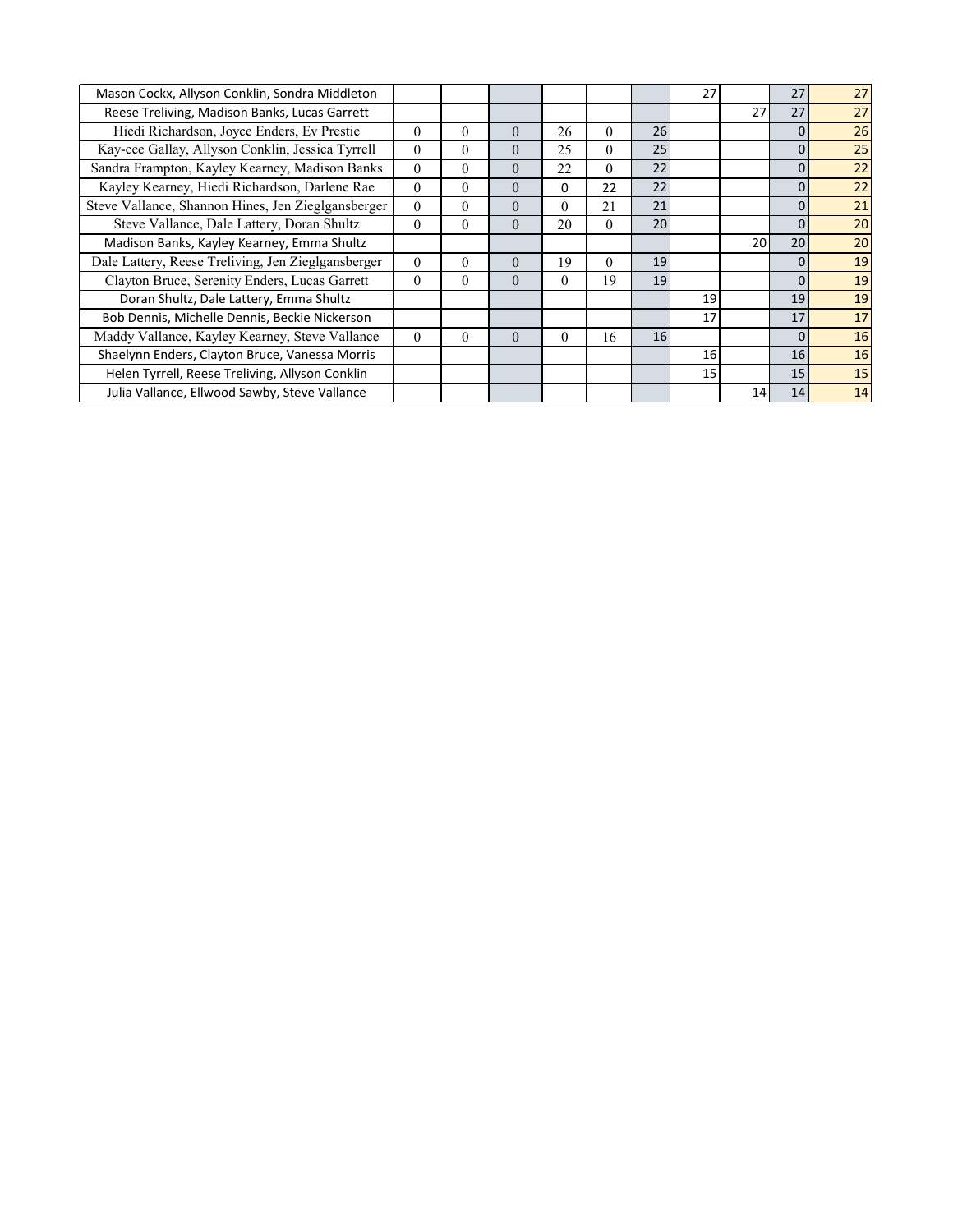| | | | | | | | | | | |
|---|---|---|---|---|---|---|---|---|---|---|
| Mason Cockx, Allyson Conklin, Sondra Middleton | | | | | | | 27 | | 27 | 27 |
| Reese Treliving, Madison Banks, Lucas Garrett | | | | | | | | 27 | 27 | 27 |
| Hiedi Richardson, Joyce Enders, Ev Prestie | 0 | 0 | 0 | 26 | 0 | 26 | | | 0 | 26 |
| Kay-cee Gallay, Allyson Conklin, Jessica Tyrrell | 0 | 0 | 0 | 25 | 0 | 25 | | | 0 | 25 |
| Sandra Frampton, Kayley Kearney, Madison Banks | 0 | 0 | 0 | 22 | 0 | 22 | | | 0 | 22 |
| Kayley Kearney, Hiedi Richardson, Darlene Rae | 0 | 0 | 0 | 0 | 22 | 22 | | | 0 | 22 |
| Steve Vallance, Shannon Hines, Jen Zieglgansberger | 0 | 0 | 0 | 0 | 21 | 21 | | | 0 | 21 |
| Steve Vallance, Dale Lattery, Doran Shultz | 0 | 0 | 0 | 20 | 0 | 20 | | | 0 | 20 |
| Madison Banks, Kayley Kearney, Emma Shultz | | | | | | | | 20 | 20 | 20 |
| Dale Lattery, Reese Treliving, Jen Zieglgansberger | 0 | 0 | 0 | 19 | 0 | 19 | | | 0 | 19 |
| Clayton Bruce, Serenity Enders, Lucas Garrett | 0 | 0 | 0 | 0 | 19 | 19 | | | 0 | 19 |
| Doran Shultz, Dale Lattery, Emma Shultz | | | | | | | 19 | | 19 | 19 |
| Bob Dennis, Michelle Dennis, Beckie Nickerson | | | | | | | 17 | | 17 | 17 |
| Maddy Vallance, Kayley Kearney, Steve Vallance | 0 | 0 | 0 | 0 | 16 | 16 | | | 0 | 16 |
| Shaelynn Enders, Clayton Bruce, Vanessa Morris | | | | | | | 16 | | 16 | 16 |
| Helen Tyrrell, Reese Treliving, Allyson Conklin | | | | | | | 15 | | 15 | 15 |
| Julia Vallance, Ellwood Sawby, Steve Vallance | | | | | | | | 14 | 14 | 14 |